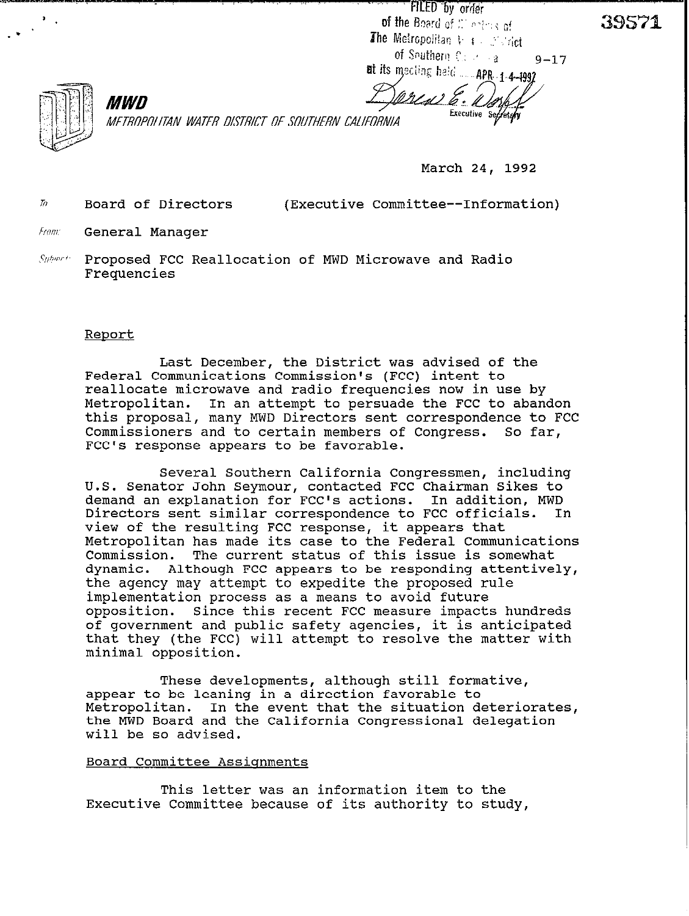FILED by order of the Board of Directors of The Metropolitan Water District of Southern California at its meeting held APR 14 1992

Executive Secretary

39571

9-17

**MWD**

*METROPOLITAN WATER DISTRICT OF SOUTHERN CALIFORNIA*

March 24, 1992

To: Board of Directors (Executive Committee--Information)

From: General Manager

Subject: Proposed FCC Reallocation of MWD Microwave and Radio Frequencies

Report

Last December, the District was advised of the Federal Communications Commission's (FCC) intent to reallocate microwave and radio frequencies now in use by Metropolitan. In an attempt to persuade the FCC to abandon this proposal, many MWD Directors sent correspondence to FCC Commissioners and to certain members of Congress. So far, FCC's response appears to be favorable.

Several Southern California Congressmen, including U.S. Senator John Seymour, contacted FCC Chairman Sikes to demand an explanation for FCC's actions. In addition, MWD Directors sent similar correspondence to FCC officials. In view of the resulting FCC response, it appears that Metropolitan has made its case to the Federal Communications Commission. The current status of this issue is somewhat dynamic. Although FCC appears to be responding attentively, the agency may attempt to expedite the proposed rule implementation process as a means to avoid future opposition. Since this recent FCC measure impacts hundreds of government and public safety agencies, it is anticipated that they (the FCC) will attempt to resolve the matter with minimal opposition.

These developments, although still formative, appear to be leaning in a direction favorable to Metropolitan. In the event that the situation deteriorates, the MWD Board and the California Congressional delegation will be so advised.

Board Committee Assignments

This letter was an information item to the Executive Committee because of its authority to study,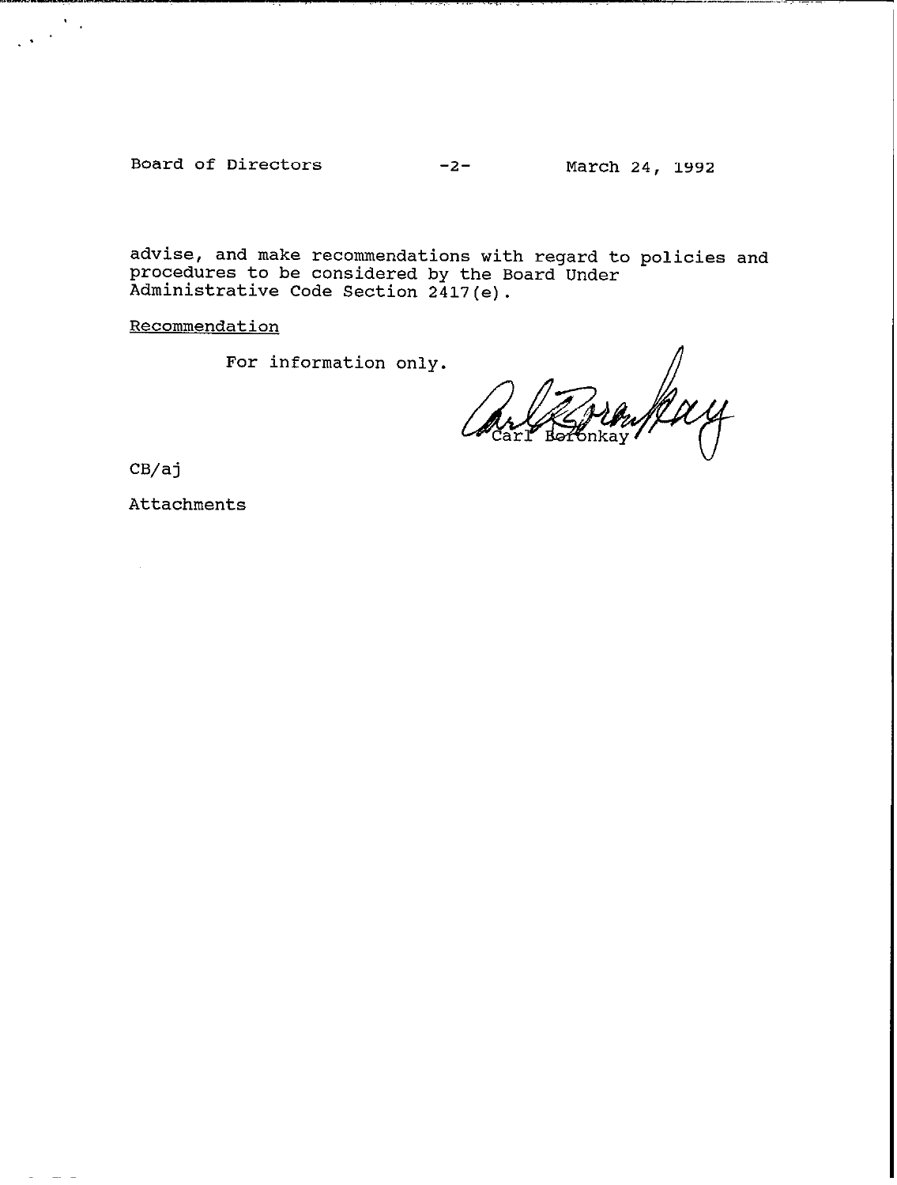advise, and make recommendations with regard to policies and procedures to be considered by the Board Under Administrative Code Section 2417(e).

Recommendation

For information only.

Carl Boronkay

CB/aj

Attachments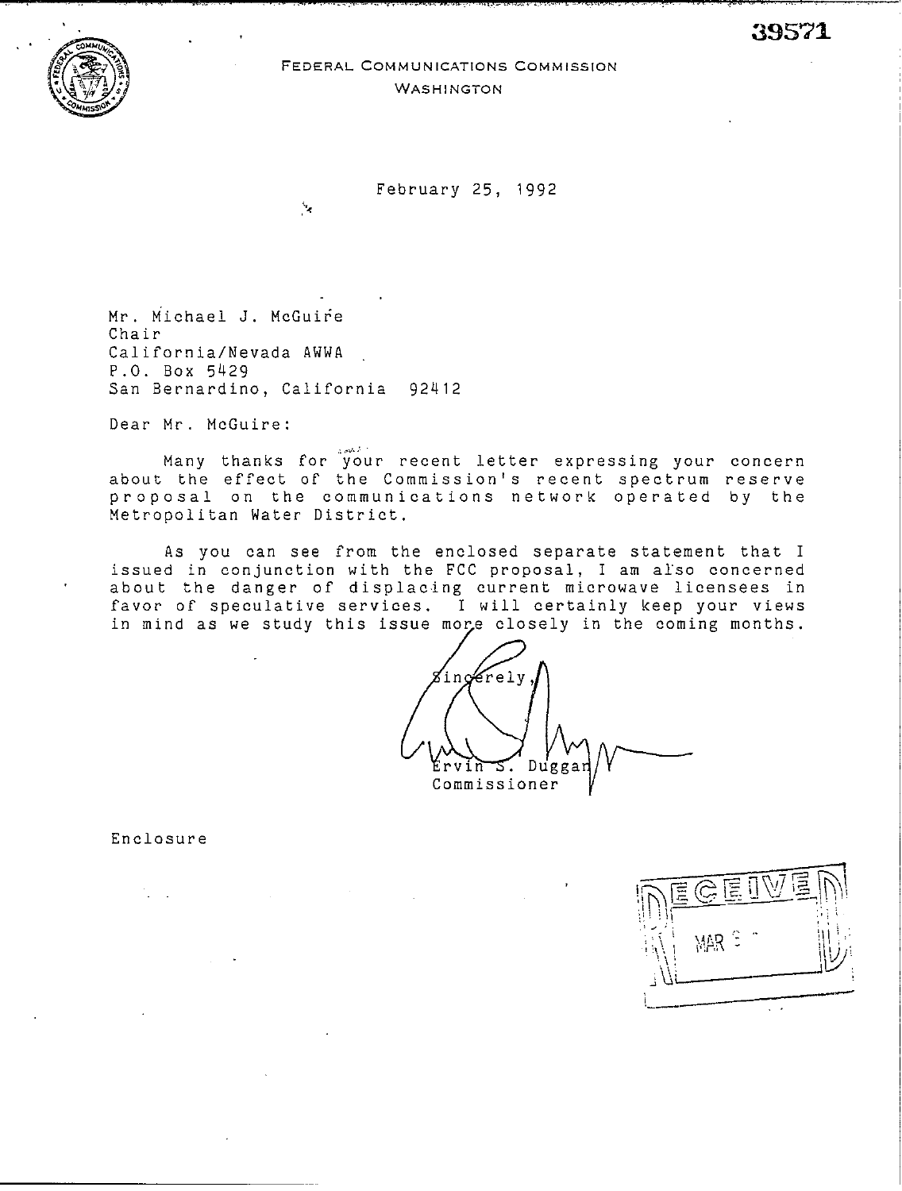39571

FEDERAL COMMUNICATIONS COMMISSION
WASHINGTON

February 25, 1992

Mr. Michael J. McGuire
Chair
California/Nevada AWWA
P.O. Box 5429
San Bernardino, California 92412

Dear Mr. McGuire:

Many thanks for your recent letter expressing your concern about the effect of the Commission's recent spectrum reserve proposal on the communications network operated by the Metropolitan Water District.

As you can see from the enclosed separate statement that I issued in conjunction with the FCC proposal, I am also concerned about the danger of displacing current microwave licensees in favor of speculative services. I will certainly keep your views in mind as we study this issue more closely in the coming months.

Sincerely,

Ervin S. Duggan
Commissioner

Enclosure

RECEIVED
MAR 3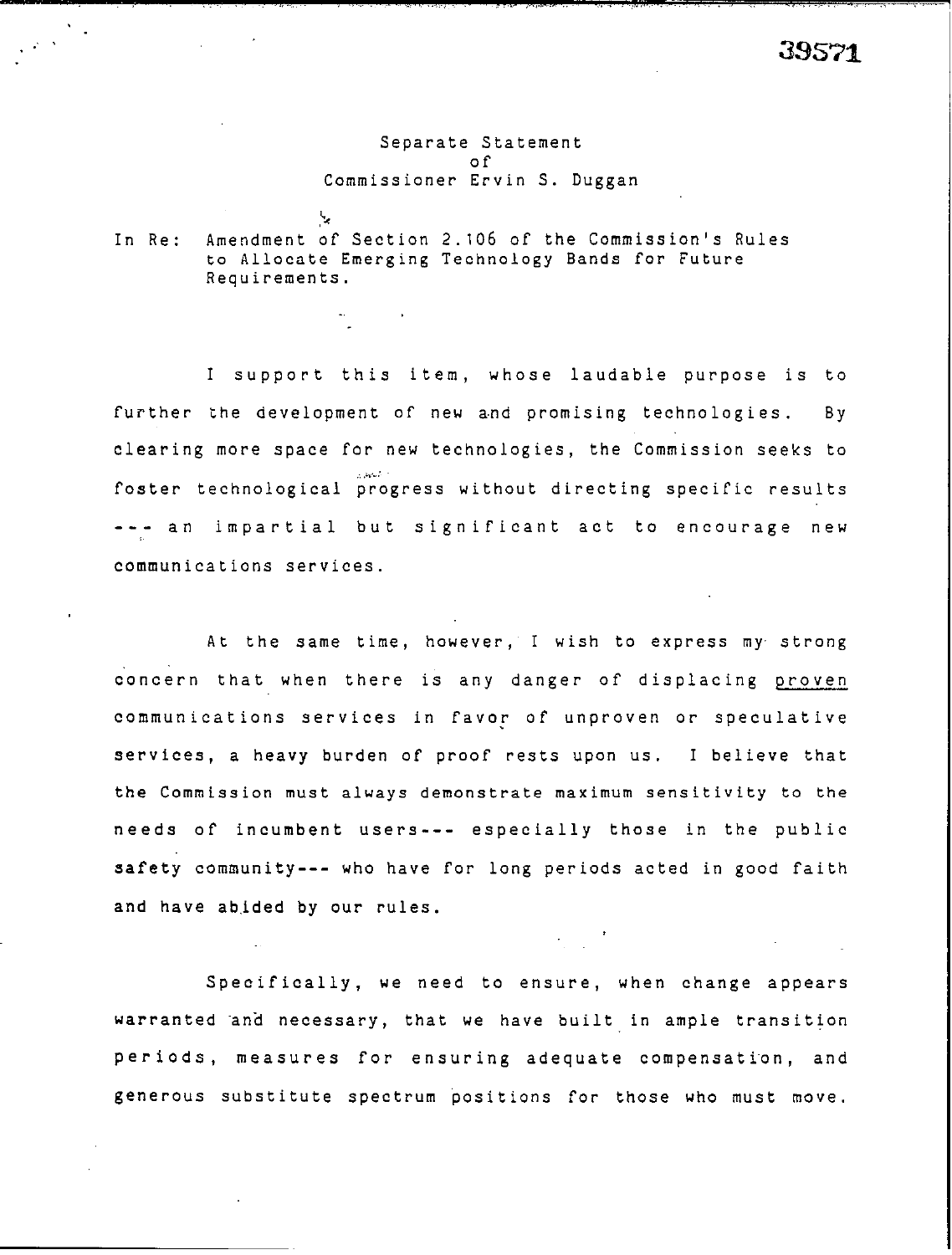Separate Statement
of
Commissioner Ervin S. Duggan

In Re: Amendment of Section 2.106 of the Commission's Rules to Allocate Emerging Technology Bands for Future Requirements.

I support this item, whose laudable purpose is to further the development of new and promising technologies. By clearing more space for new technologies, the Commission seeks to foster technological progress without directing specific results --- an impartial but significant act to encourage new communications services.

At the same time, however, I wish to express my strong concern that when there is any danger of displacing <u>proven</u> communications services in favor of unproven or speculative services, a heavy burden of proof rests upon us. I believe that the Commission must always demonstrate maximum sensitivity to the needs of incumbent users--- especially those in the public safety community--- who have for long periods acted in good faith and have abided by our rules.

Specifically, we need to ensure, when change appears warranted and necessary, that we have built in ample transition periods, measures for ensuring adequate compensation, and generous substitute spectrum positions for those who must move.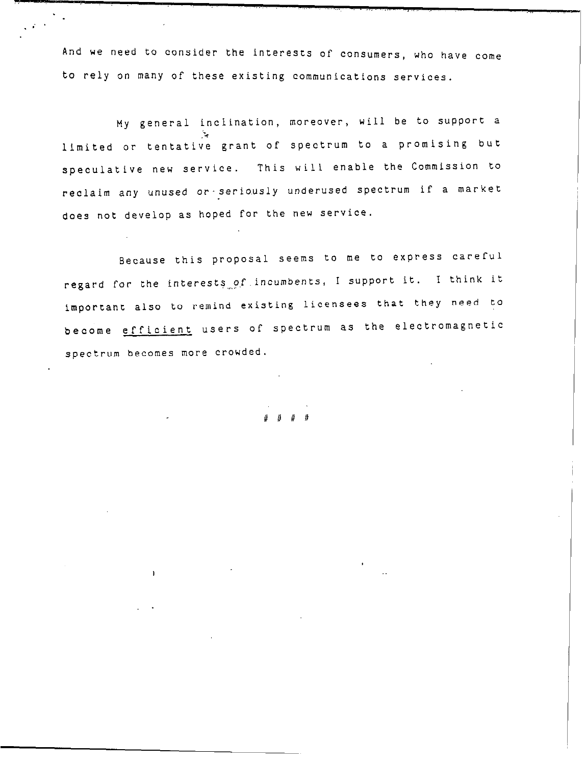And we need to consider the interests of consumers, who have come to rely on many of these existing communications services.

My general inclination, moreover, will be to support a limited or tentative grant of spectrum to a promising but speculative new service. This will enable the Commission to reclaim any unused or seriously underused spectrum if a market does not develop as hoped for the new service.

Because this proposal seems to me to express careful regard for the interests of incumbents, I support it. I think it important also to remind existing licensees that they need to become <u>efficient</u> users of spectrum as the electromagnetic spectrum becomes more crowded.

# # # #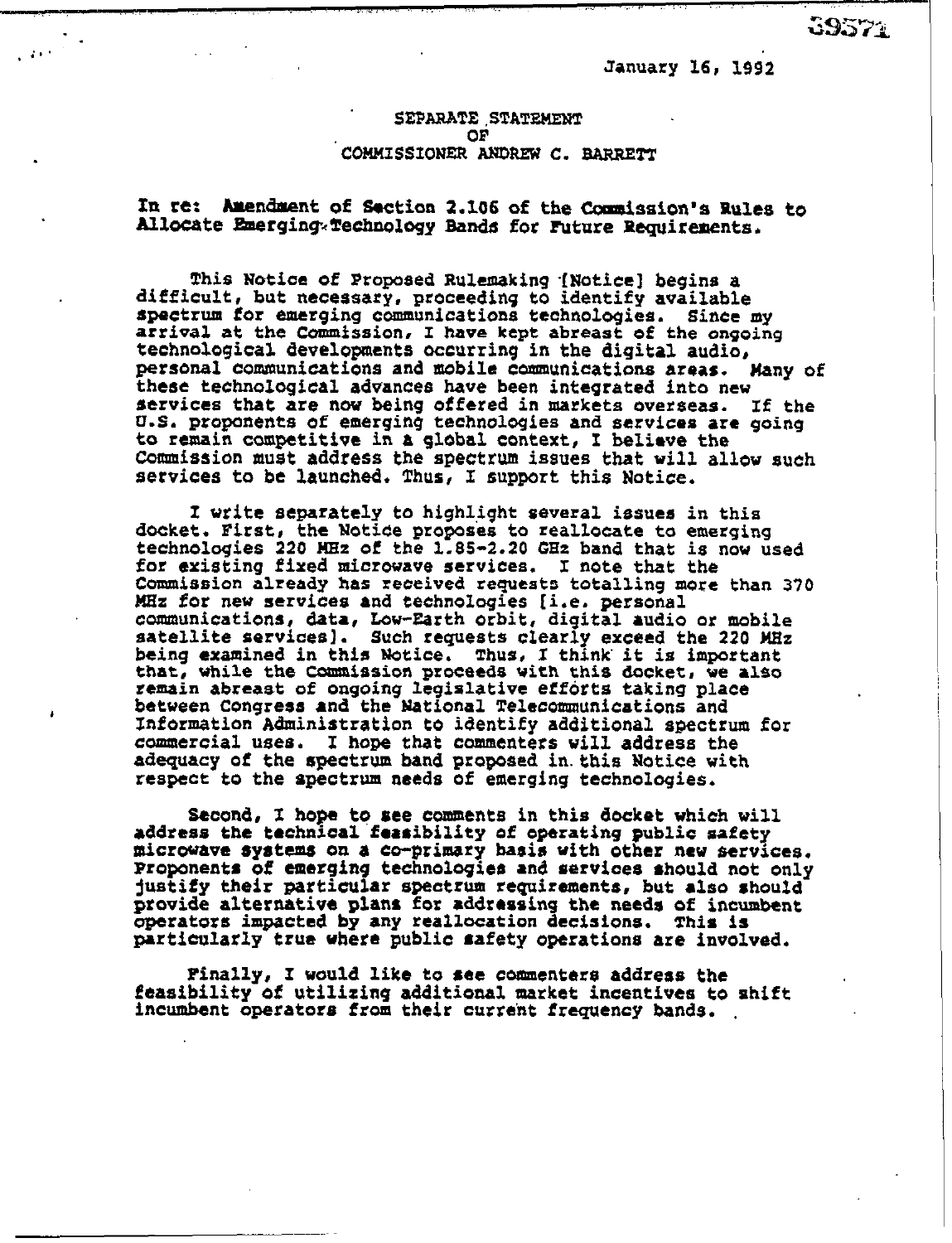January 16, 1992

SEPARATE STATEMENT
OF
COMMISSIONER ANDREW C. BARRETT

**In re: Amendment of Section 2.106 of the Commission's Rules to Allocate Emerging Technology Bands for Future Requirements.**

This Notice of Proposed Rulemaking [Notice] begins a difficult, but necessary, proceeding to identify available spectrum for emerging communications technologies. Since my arrival at the Commission, I have kept abreast of the ongoing technological developments occurring in the digital audio, personal communications and mobile communications areas. Many of these technological advances have been integrated into new services that are now being offered in markets overseas. If the U.S. proponents of emerging technologies and services are going to remain competitive in a global context, I believe the Commission must address the spectrum issues that will allow such services to be launched. Thus, I support this Notice.

I write separately to highlight several issues in this docket. First, the Notice proposes to reallocate to emerging technologies 220 MHz of the 1.85-2.20 GHz band that is now used for existing fixed microwave services. I note that the Commission already has received requests totalling more than 370 MHz for new services and technologies [i.e. personal communications, data, Low-Earth orbit, digital audio or mobile satellite services]. Such requests clearly exceed the 220 MHz being examined in this Notice. Thus, I think it is important that, while the Commission proceeds with this docket, we also remain abreast of ongoing legislative efforts taking place between Congress and the National Telecommunications and Information Administration to identify additional spectrum for commercial uses. I hope that commenters will address the adequacy of the spectrum band proposed in this Notice with respect to the spectrum needs of emerging technologies.

Second, I hope to see comments in this docket which will address the technical feasibility of operating public safety microwave systems on a co-primary basis with other new services. Proponents of emerging technologies and services should not only justify their particular spectrum requirements, but also should provide alternative plans for addressing the needs of incumbent operators impacted by any reallocation decisions. This is particularly true where public safety operations are involved.

Finally, I would like to see commenters address the feasibility of utilizing additional market incentives to shift incumbent operators from their current frequency bands.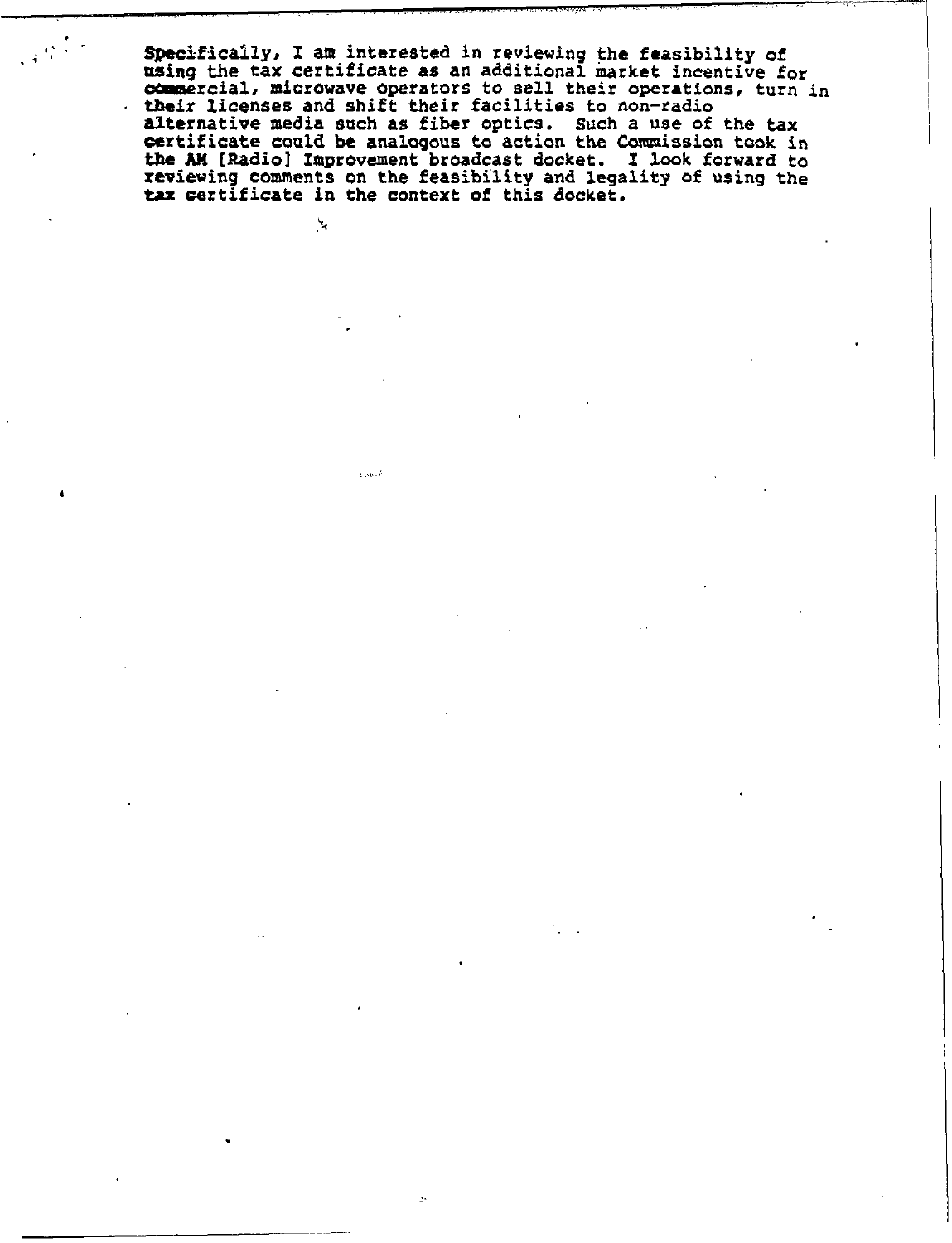Specifically, I am interested in reviewing the feasibility of using the tax certificate as an additional market incentive for commercial, microwave operators to sell their operations, turn in their licenses and shift their facilities to non-radio alternative media such as fiber optics. Such a use of the tax certificate could be analogous to action the Commission took in the AM [Radio] Improvement broadcast docket. I look forward to reviewing comments on the feasibility and legality of using the tax certificate in the context of this docket.